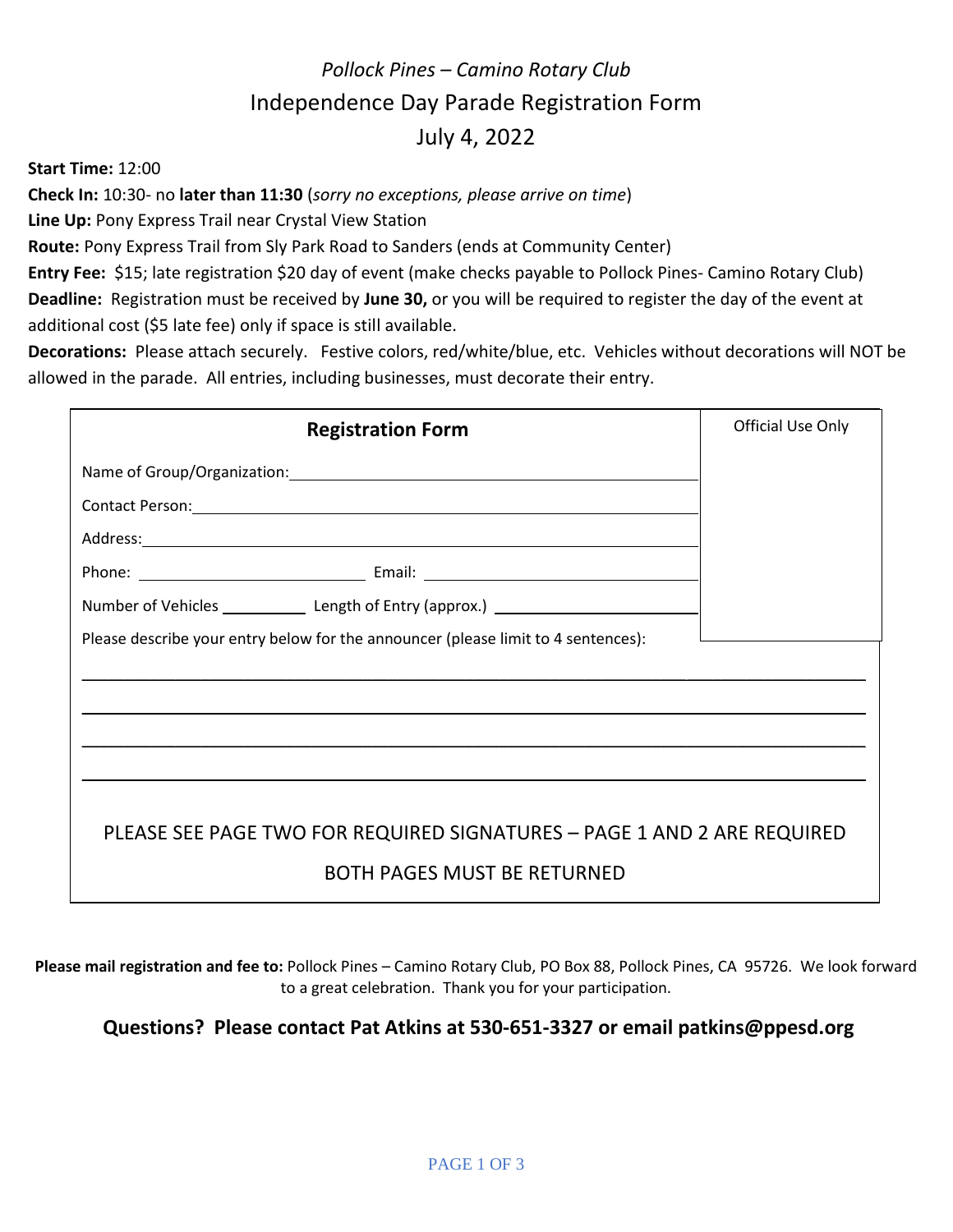*Pollock Pines – Camino Rotary Club*

# Independence Day Parade Registration Form

## July 4, 2022

**Start Time:** 12:00

**Check In:** 10:30- no **later than 11:30** (*sorry no exceptions, please arrive on time*)

**Line Up:** Pony Express Trail near Crystal View Station

**Route:** Pony Express Trail from Sly Park Road to Sanders (ends at Community Center)

**Entry Fee:** $15; late registration $20 day of event (make checks payable to Pollock Pines- Camino Rotary Club)

**Deadline:** Registration must be received by **June 30,** or you will be required to register the day of the event at additional cost ($5 late fee) only if space is still available.

**Decorations:** Please attach securely. Festive colors, red/white/blue, etc. Vehicles without decorations will NOT be allowed in the parade. All entries, including businesses, must decorate their entry.

| **Registration Form** | Official Use Only |
|---|---|
| Name of Group/Organization: ______________________________ | |
| Contact Person: ______________________________ | |
| Address: ______________________________ | |
| Phone: ______________ Email: ______________ | |
| Number of Vehicles ________ Length of Entry (approx.) ______________ | |

Please describe your entry below for the announcer (please limit to 4 sentences):

______________________________________________________________________

______________________________________________________________________

______________________________________________________________________

______________________________________________________________________

PLEASE SEE PAGE TWO FOR REQUIRED SIGNATURES – PAGE 1 AND 2 ARE REQUIRED

BOTH PAGES MUST BE RETURNED

**Please mail registration and fee to:** Pollock Pines – Camino Rotary Club, PO Box 88, Pollock Pines, CA 95726. We look forward to a great celebration. Thank you for your participation.

**Questions? Please contact Pat Atkins at 530-651-3327 or email patkins@ppesd.org**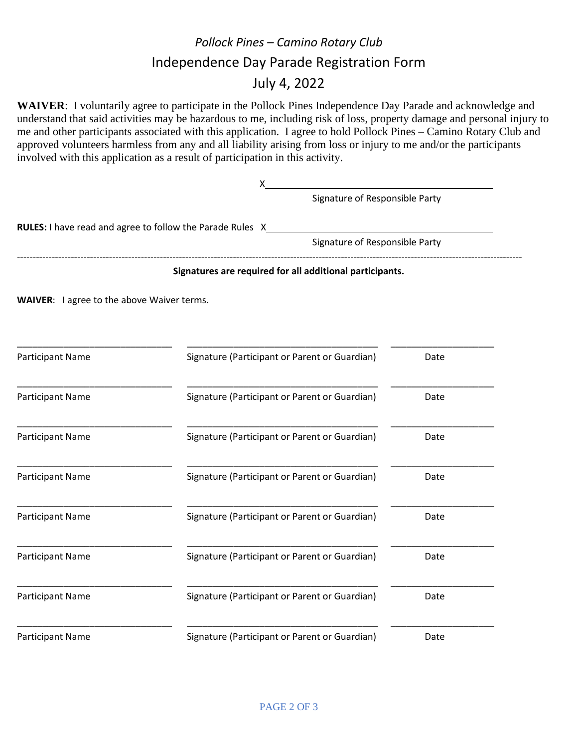*Pollock Pines – Camino Rotary Club*

# Independence Day Parade Registration Form

## July 4, 2022

**WAIVER**: I voluntarily agree to participate in the Pollock Pines Independence Day Parade and acknowledge and understand that said activities may be hazardous to me, including risk of loss, property damage and personal injury to me and other participants associated with this application. I agree to hold Pollock Pines – Camino Rotary Club and approved volunteers harmless from any and all liability arising from loss or injury to me and/or the participants involved with this application as a result of participation in this activity.

X______________________________________

Signature of Responsible Party

**RULES:** I have read and agree to follow the Parade Rules X______________________________________

Signature of Responsible Party

---

**Signatures are required for all additional participants.**

**WAIVER**: I agree to the above Waiver terms.

| Participant Name | Signature (Participant or Parent or Guardian) | Date |
|---|---|---|
| | | |
| | | |
| | | |
| | | |
| | | |
| | | |
| | | |
| | | |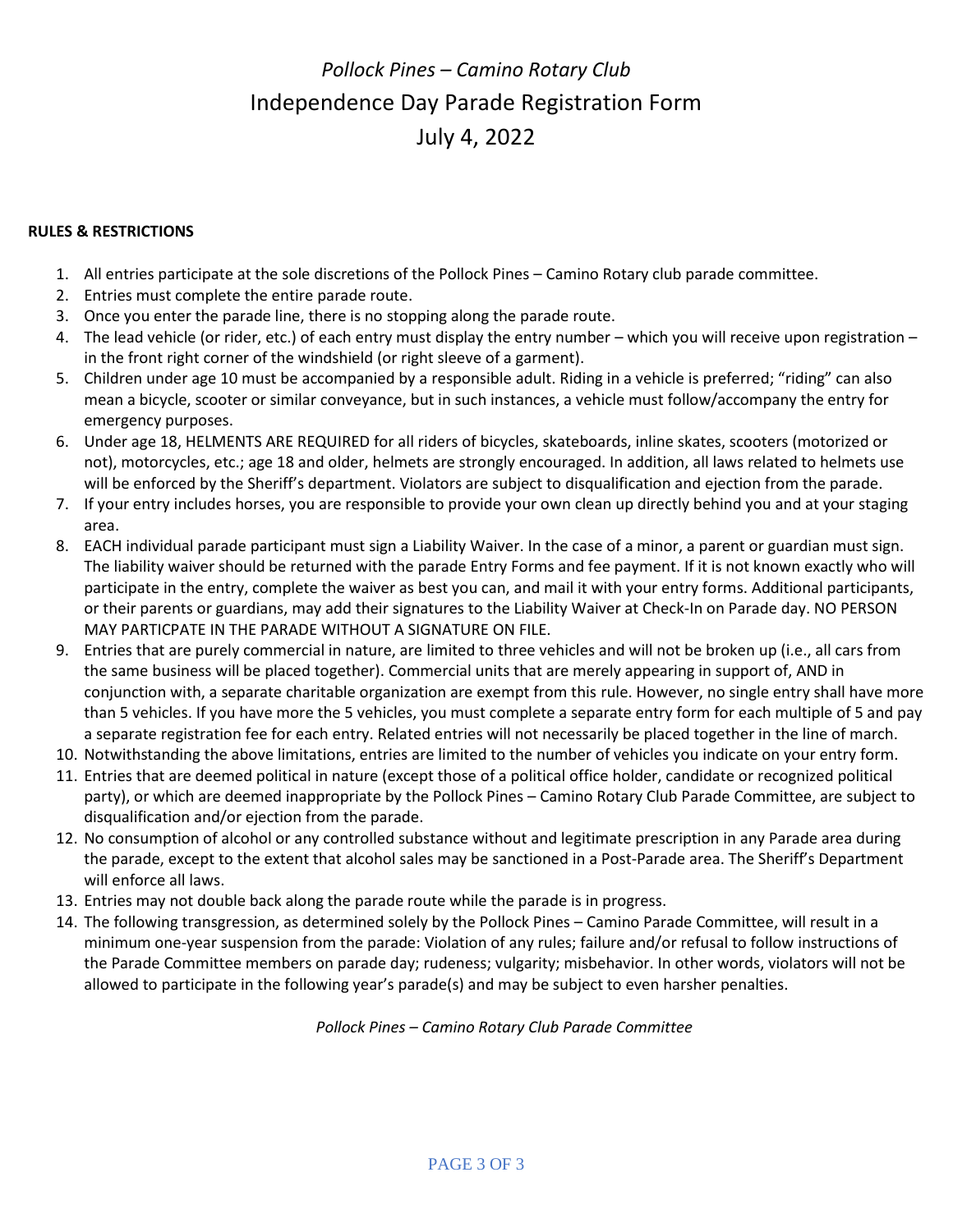# *Pollock Pines – Camino Rotary Club*

# Independence Day Parade Registration Form

# July 4, 2022

**RULES & RESTRICTIONS**

1. All entries participate at the sole discretions of the Pollock Pines – Camino Rotary club parade committee.
2. Entries must complete the entire parade route.
3. Once you enter the parade line, there is no stopping along the parade route.
4. The lead vehicle (or rider, etc.) of each entry must display the entry number – which you will receive upon registration – in the front right corner of the windshield (or right sleeve of a garment).
5. Children under age 10 must be accompanied by a responsible adult. Riding in a vehicle is preferred; "riding" can also mean a bicycle, scooter or similar conveyance, but in such instances, a vehicle must follow/accompany the entry for emergency purposes.
6. Under age 18, HELMENTS ARE REQUIRED for all riders of bicycles, skateboards, inline skates, scooters (motorized or not), motorcycles, etc.; age 18 and older, helmets are strongly encouraged. In addition, all laws related to helmets use will be enforced by the Sheriff's department. Violators are subject to disqualification and ejection from the parade.
7. If your entry includes horses, you are responsible to provide your own clean up directly behind you and at your staging area.
8. EACH individual parade participant must sign a Liability Waiver. In the case of a minor, a parent or guardian must sign. The liability waiver should be returned with the parade Entry Forms and fee payment. If it is not known exactly who will participate in the entry, complete the waiver as best you can, and mail it with your entry forms. Additional participants, or their parents or guardians, may add their signatures to the Liability Waiver at Check-In on Parade day. NO PERSON MAY PARTICPATE IN THE PARADE WITHOUT A SIGNATURE ON FILE.
9. Entries that are purely commercial in nature, are limited to three vehicles and will not be broken up (i.e., all cars from the same business will be placed together). Commercial units that are merely appearing in support of, AND in conjunction with, a separate charitable organization are exempt from this rule. However, no single entry shall have more than 5 vehicles. If you have more the 5 vehicles, you must complete a separate entry form for each multiple of 5 and pay a separate registration fee for each entry. Related entries will not necessarily be placed together in the line of march.
10. Notwithstanding the above limitations, entries are limited to the number of vehicles you indicate on your entry form.
11. Entries that are deemed political in nature (except those of a political office holder, candidate or recognized political party), or which are deemed inappropriate by the Pollock Pines – Camino Rotary Club Parade Committee, are subject to disqualification and/or ejection from the parade.
12. No consumption of alcohol or any controlled substance without and legitimate prescription in any Parade area during the parade, except to the extent that alcohol sales may be sanctioned in a Post-Parade area. The Sheriff's Department will enforce all laws.
13. Entries may not double back along the parade route while the parade is in progress.
14. The following transgression, as determined solely by the Pollock Pines – Camino Parade Committee, will result in a minimum one-year suspension from the parade: Violation of any rules; failure and/or refusal to follow instructions of the Parade Committee members on parade day; rudeness; vulgarity; misbehavior. In other words, violators will not be allowed to participate in the following year's parade(s) and may be subject to even harsher penalties.

*Pollock Pines – Camino Rotary Club Parade Committee*